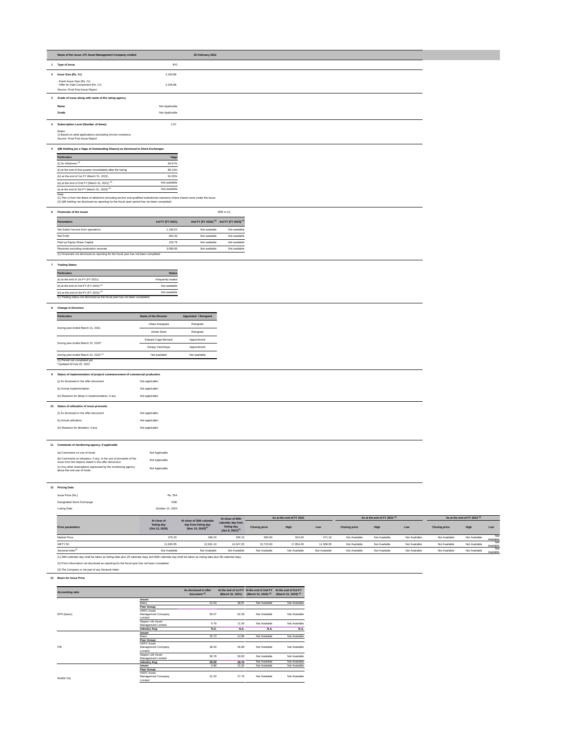| Name of the Issue: UTI Asset Management Company Limited | | 25 February 2022 |
|---|---|---|

**1 Type of Issue** — IPO

**2 Issue Size (Rs. Cr)** — 2,159.88

- Fresh Issue Size (Rs. Cr) — -
- Offer for Sale Component (Rs. Cr) — 2,159.88

Source: Final Post Issue Report

**3 Grade of issue along with name of the rating agency**

| | |
|---|---|
| Name | Not Applicable |
| Grade | Not Applicable |

**4 Subscription Level (Number of times)** — 2.07

Notes:
1) Based on valid applications (excluding Anchor investors)
Source: Final Post Issue Report

**5 QIB Holding (as a %age of Outstanding Shares) as disclosed to Stock Exchanges**

| Particulars | %age |
|---|---|
| (i) On Allotment [1] | 84.67% |
| (ii) at the end of first quarter immediately after the listing | 89.13% |
| (iii) at the end of 1st FY (March 31, 2021) | 91.05% |
| (iv) at the end of 2nd FY (March 31, 2022) [2] | Not available |
| (v) at the end of 3rd FY (March 31, 2023) [2] | Not available |

Note:
(1) This is from the Basis of allotment (including anchor and qualified institutional investors) where shares were under the issue.
(2) QIB holding not disclosed as reporting for the fiscal year/ period has not been completed

**6 Financials of the issuer** (INR in cr)

| Parameters | 1st FY (FY 2021) | 2nd FY (FY 2022) [1] | 3rd FY (FY 2023) [1] |
|---|---|---|---|
| Net Sales/ Income from operations | 1,168.52 | Not available | Not available |
| Net Profit | 494.33 | Not available | Not available |
| Paid up Equity Share Capital | 126.79 | Not available | Not available |
| Reserves excluding revaluation reserves | 3,099.06 | Not available | Not available |

(1) Financials not disclosed as reporting for the fiscal year has not been completed

**7 Trading Status**

| Particulars | Status |
|---|---|
| (i) at the end of 1st FY (FY 2021) | Frequently traded |
| (ii) at the end of 2nd FY (FY 2022) [1] | Not available |
| (iii) at the end of 3rd FY (FY 2023) [1] | Not available |

(1) Trading status not disclosed as the fiscal year has not been completed

**8 Change in Directors**

| Particulars | Name of the Director | Appointed / Resigned |
|---|---|---|
| During year ended March 31, 2021 | Uttara Dasgupta | Resigned |
| | Ashok Shah | Resigned |
| During year ended March 31, 2022* | Edward Cage Bernard | Appointment |
| | Sanjay Varshneya | Appointment |
| During year ended March 31, 2023 [1] | Not available | Not available |

(1) Period not completed yet
*Updated till Feb 25, 2022

**9 Status of implementation of project/ commencement of commercial production**

| | |
|---|---|
| (i) As disclosed in the offer document | Not applicable |
| (ii) Actual implementation | Not applicable |
| (iii) Reasons for delay in implementation, if any | Not applicable |

**10 Status of utilization of issue proceeds**

| | |
|---|---|
| (i) As disclosed in the offer document | Not applicable |
| (ii) Actual utilization | Not applicable |
| (iii) Reasons for deviation, if any | Not applicable |

**11 Comments of monitoring agency, if applicable**

| | |
|---|---|
| (a) Comments on use of funds | Not Applicable |
| (b) Comments on deviation, if any, in the use of proceeds of the issue from the objects stated in the offer document | Not Applicable |
| (c) Any other reservations expressed by the monitoring agency about the end use of funds | Not Applicable |

**12 Pricing Data**

| | |
|---|---|
| Issue Price (Rs.) | Rs. 554 |
| Designated Stock Exchange | NSE |
| Listing Date | October 12, 2020 |

| Price parameters | At close of listing day (Oct 12, 2020) | At close of 30th calendar day from listing day (Nov 10, 2020)[1] | At close of 90th calendar day from listing day (Jan 9, 2021)[1] | As at the end of FY 2021 | | | As at the end of FY 2022 [2] | | | As at the end of FY 2023 [2] | | |
|---|---|---|---|---|---|---|---|---|---|---|---|---|
| | | | | Closing price | High | Low | Closing price | High | Low | Closing price | High | Low |
| Market Price | 476.20 | 496.20 | 206.15 | 583.00 | 624.00 | 471.10 | Not Available | Not Available | Not Available | Not Available | Not Available | Not Available |
| NIFTY 50 | 11,930.95 | 12,631.10 | 14,347.25 | 15,715.60 | 17,654.45 | 11,309.05 | Not Available | Not Available | Not Available | Not Available | Not Available | Not Available |
| Sectoral Index[3] | Not Available | Not Available | Not Available | Not Available | Not Available | Not Available | Not Available | Not Available | Not Available | Not Available | Not Available | Not Available |

(1) 30th calendar day shall be taken as listing date plus 29 calendar days and 90th calendar day shall be taken as listing date plus 89 calendar days.

(2) Price information not disclosed as reporting for the fiscal year has not been completed

(3) The Company is not part of any Sectoral Index

**13 Basis for Issue Price**

| Accounting ratio | | As disclosed in offer document [1] | At the end of 1st FY (March 31, 2021) | At the end of 2nd FY (March 31, 2022) [2] | At the end of 3rd FY (March 31, 2023) [2] |
|---|---|---|---|---|---|
| EPS (basic) | Issuer: | | | | |
| | Basic | 21.53 | 38.97 | Not Available | Not Available |
| | Peer Group: | | | | |
| | HDFC Asset Management Company Limited | 59.37 | 62.28 | Not Available | Not Available |
| | Nippon Life Asset Management Limited | 6.78 | 11.04 | Not Available | Not Available |
| | Industry Avg: | N.A. | N.A. | N.A. | N.A. |
| P/E | Issuer: | | | | |
| | Basic | 25.73 | 14.96 | Not Available | Not Available |
| | Peer Group: | | | | |
| | HDFC Asset Management Company Limited | 38.40 | 46.89 | Not Available | Not Available |
| | Nippon Life Asset Management Limited | 39.78 | 30.63 | Not Available | Not Available |
| | Industry Avg: | 39.09 | 38.76 | Not Available | Not Available |
| RoNW (%) | Issuer: | 9.88 | 15.32 | Not Available | Not Available |
| | Peer Group: | | | | |
| | HDFC Asset Management Company Limited | 31.33 | 27.76 | Not Available | Not Available |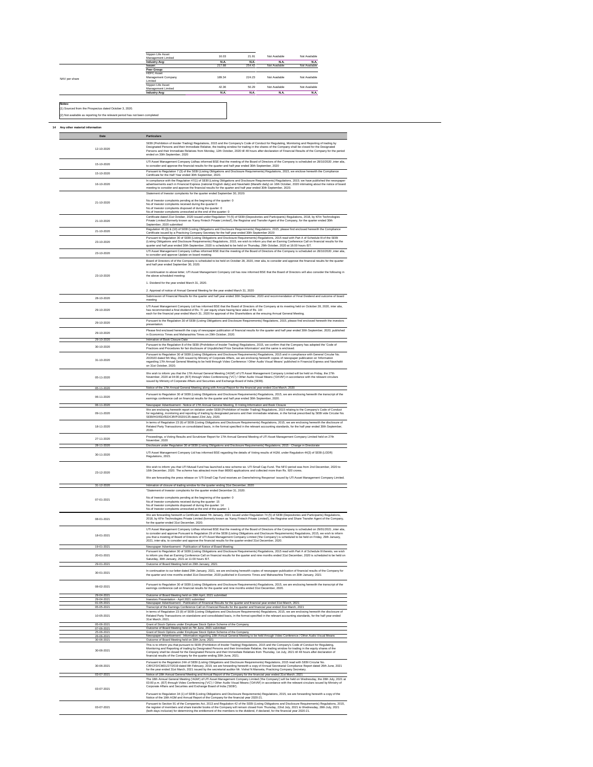| | | | | | |
|---|---|---|---|---|---|
| | Nippon Life Asset Management Limited | 16.03 | 21.91 | Not Available | Not Available |
| | **Industry Avg:** | **N.A.** | **N.A.** | **N.A.** | **N.A.** |
| NAV per share | **Issuer:** | 217.88 | 254.42 | Not Available | Not Available |
| | **Peer Group:** | | | | |
| | HDFC Asset Management Company Limited | 189.34 | 224.23 | Not Available | Not Available |
| | Nippon Life Asset Management Limited | 42.36 | 50.29 | Not Available | Not Available |
| | **Industry Avg:** | **N.A.** | **N.A.** | **N.A.** | **N.A.** |

**Notes:**
(1) Sourced from the Prospectus dated October 3, 2020.
(2) Not available as reporting for the relevant period has not been completed

**14 Any other material information**

| Date | Particulars |
|---|---|
| 12-10-2020 | SEBI (Prohibition of Insider Trading) Regulations, 2015 and the Company's Code of Conduct for Regulating, Monitoring and Reporting of trading by Designated Persons and their immediate Relative, the trading window for trading in the shares of the Company shall be closed for the Designated Persons and their Immediate Relatives from Monday, 12th October, 2020 till 48 hours after declaration of Financial Results of the Company for the period ended on 30th September, 2020 |
| 15-10-2020 | UTI Asset Management Company Ltdhas informed BSE that the meeting of the Board of Directors of the Company is scheduled on 28/10/2020 ,inter alia, to consider and approve the financial results for the quarter and half year ended 30th September, 2020 |
| 15-10-2020 | Pursuant to Regulation 7 (3) of the SEBI (Listing Obligations and Disclosure Requirements) Regulations, 2015, we enclose herewith the Compliance Certificate for the Half Year ended 30th September, 2020. |
| 16-10-2020 | In compliance with the Regulation 47(1) of SEBI (Listing Obligations and Disclosure Requirements) Regulations, 2015; we have published the newspaper advertisements each in Financial Express (national English daily) and Navshakti (Marathi daily) on 16th October, 2020 intimating about the notice of board meeting to consider and approve the financial results for the quarter and half year ended 30th September, 2020. |
| 21-10-2020 | Statement of Investor complaints for the quarter ended September 30, 2020:<br><br>No.of Investor complaints pending at the beginning of the quarter: 0<br>No.of Investor complaints received during the quarter:0<br>No.of Investor complaints disposed of during the quarter: 0<br>No.of Investor complaints unresolved at the end of the quarter: 0 |
| 21-10-2020 | Certificate dated 21st October, 2020 issued under Regulation 74 (5) of SEBI (Depositories and Participants) Regulations, 2018, by KFin Technologies Private Limited (formerly known as 'Karvy Fintech Private Limited'), the Registrar and Transfer Agent of the Company, for the quarter ended 30th September, 2020 submitted |
| 21-10-2020 | Regulation 40 (9) & (10) of SEBI (Listing Obligations and Disclosure Requirements) Regulations, 2015, please find enclosed herewith the Compliance Certificate issued by a Practicing Company Secretary for the half year ended 30th September 2020 |
| 23-10-2020 | Pursuant to Regulation 30 of SEBI (Listing Obligations and Disclosure Requirements) Regulations, 2015 read with Part A of Schedule III of the SEBI (Listing Obligations and Disclosure Requirements) Regulations, 2015, we wish to inform you that an Earning Conference Call on financial results for the quarter and half year ended 30th September, 2020 is scheduled to be held on Thursday, 29th October, 2020 at 16:00 hours IST. |
| 23-10-2020 | UTI Asset Management Company Ltdhas informed BSE that the meeting of the Board of Directors of the Company is scheduled on 28/10/2020 ,inter alia, to consider and approve Update on board meeting |
| 23-10-2020 | Board of Directors of of the Company is scheduled to be held on October 28, 2020, inter alia, to consider and approve the financial results for the quarter and half year ended September 30, 2020.<br><br>In continuation to above letter, UTI Asset Management Company Ltd has now informed BSE that the Board of Directors will also consider the following in the above scheduled meeting:<br><br>1. Dividend for the year ended March 31, 2020.<br><br>2. Approval of notice of Annual General Meeting for the year ended March 31, 2020 |
| 28-10-2020 | Submission of Financial Results for the quarter and half year ended 30th September, 2020 and recommendation of Final Dividend and outcome of board meeting |
| 29-10-2020 | UTI Asset Management Company Ltd has informed BSE that the Board of Directors of the Company at its meeting held on October 28, 2020, inter alia, has recommended a final dividend of Rs. 7/- per equity share having face value of Rs. 10/-<br>each for the financial year ended March 31, 2020 for approval of the Shareholders at the ensuing Annual General Meeting. |
| 29-10-2020 | Pursuant to the Regulation 30 of SEBI (Listing Obligations and Disclosure Requirements) Regulations, 2015, please find enclosed herewith the investors presentation. |
| 29-10-2020 | Please find enclosed herewith the copy of newspaper publication of financial results for the quarter and half year ended 30th September, 2020, published in Economics Times and Maharashtra Times on 29th October, 2020. |
| 29-10-2020 | Intimation of Book Closure Date |
| 30-10-2020 | Pursuant to the Regulation 8 of the SEBI (Prohibition of Insider Trading) Regulations, 2015, we confirm that the Company has adopted the 'Code of Practices and Procedures for fair disclosure of Unpublished Price Sensitive Information' and the same is enclosed. |
| 31-10-2020 | Pursuant to Regulation 30 of SEBI (Listing Obligations and Disclosure Requirements) Regulations, 2015 and in compliance with General Circular No. 20/2020 dated 5th May, 2020 issued by Ministry of Corporate Affairs, we are enclosing herewith copies of newspaper publication on 'Information regarding 17th Annual General Meeting to be held through Video Conference / Other Audio Visual Means' published in Financial Express and Navshakti on 31st October, 2020. |
| 05-11-2020 | We wish to inform you that the 17th Annual General Meeting ('AGM') of UTI Asset Management Company Limited will be held on Friday, the 27th November, 2020 at 04:00 pm (IST) through Video Conferencing ('VC') / Other Audio Visual Means ('OAVM') in accordance with the relevant circulars issued by Ministry of Corporate Affairs and Securities and Exchange Board of India (SEBI). |
| 05-11-2020 | Notice of the 17th Annual General Meeting along with Annual Report for the financial year ended 31st March, 2020 |
| 06-11-2020 | Pursuant to Regulation 30 of SEBI (Listing Obligations and Disclosure Requirements) Regulations, 2015, we are enclosing herewith the transcript of the earnings conference call on financial results for the quarter and half year ended 30th September, 2020. |
| 06-11-2020 | Newspaper Advertisement - Notice of 17th Annual General Meeting, E-Voting Information and Book Closure |
| 09-11-2020 | We are enclosing herewith report on violation under SEBI (Prohibition of Insider Trading) Regulations, 2015 relating to the Company's Code of Conduct for regulating, monitoring and reporting of trading by designated persons and their immediate relatives, in the format prescribed by SEBI vide Circular No. SEBI/HO/ISD/ISD/CIR/P/2020/135 dated 23rd July, 2020. |
| 18-11-2020 | In terms of Regulation 23 (9) of SEBI (Listing Obligations and Disclosure Requirements) Regulations, 2015, we are enclosing herewith the disclosure of Related Party Transactions on consolidated basis, in the format specified in the relevant accounting standards, for the half year ended 30th September, 2020. |
| 27-11-2020 | Proceedings, e-Voting Results and Scrutinizer Report for 17th Annual General Meeting of UTI Asset Management Company Limited held on 27th November, 2020 |
| 28-11-2020 | Disclosure under Regulation 30 of SEBI (Listing Obligations and Disclosure Requirements) Regulations, 2015 - Change in Directorate |
| 30-11-2020 | UTI Asset Management Company Ltd has informed BSE regarding the details of Voting results of AGM, under Regulation 44(3) of SEBI (LODR) Regulations, 2015. |
| 23-12-2020 | We wish to inform you that UTI Mutual Fund has launched a new scheme viz. UTI Small Cap Fund. The NFO period was from 2nd December, 2020 to 16th December, 2020. The scheme has attracted more than 86000 applications and collected more than Rs. 920 crores.<br><br>We are forwarding the press release on 'UTI Small Cap Fund receives an Overwhelming Response' issued by UTI Asset Management Company Limited. |
| 31-12-2020 | Intimation of closure of trading window for the quarter ending 31st December, 2020 |
| 07-01-2021 | "Statement of Investor complaints for the quarter ended December 31, 2020:<br><br>No.of Investor complaints pending at the beginning of the quarter: 0<br>No.of Investor complaints received during the quarter: 15<br>No.of Investor complaints disposed of during the quarter: 14<br>No.of Investor complaints unresolved at the end of the quarter: 1 |
| 08-01-2021 | We are forwarding herewith a Certificate dated 7th January, 2021 issued under Regulation 74 (5) of SEBI (Depositories and Participants) Regulations, 2018, by KFin Technologies Private Limited (formerly known as 'Karvy Fintech Private Limited'), the Registrar and Share Transfer Agent of the Company, for the quarter ended 31st December, 2020. |
| 18-01-2021 | UTI Asset Management Company Ltdhas informed BSE that the meeting of the Board of Directors of the Company is scheduled on 29/01/2021 ,inter alia, to consider and approve Pursuant to Regulation 29 of the SEBI (Listing Obligations and Disclosure Requirements) Regulations, 2015, we wish to inform you that a meeting of Board of Directors of UTI Asset Management Company Limited ('the Company') is scheduled to be held on Friday, 29th January, 2021, inter-alia, to consider and approve the financial results for the quarter ended 31st December, 2020. |
| 19-01-2021 | Newspaper Advertisement - Publication of Notice of Board Meeting |
| 20-01-2021 | Pursuant to Regulation 30 of SEBI (Listing Obligations and Disclosure Requirements) Regulations, 2015 read with Part A of Schedule III thereto, we wish to inform you that an Earning Conference Call on financial results for the quarter and nine months ended 31st December, 2020 is scheduled to be held on Saturday, 30th January, 2021 at 11:00 hours IST. |
| 29-01-2021 | Outcome of Board Meeting held on 29th January, 2021 |
| 30-01-2021 | In continuation to our letter dated 29th January, 2021, we are enclosing herewith copies of newspaper publication of financial results of the Company for the quarter and nine months ended 31st December, 2020 published in Economic Times and Maharashtra Times on 30th January, 2021 |
| 08-02-2021 | Pursuant to Regulation 30 of SEBI (Listing Obligations and Disclosure Requirements) Regulations, 2015, we are enclosing herewith the transcript of the earnings conference call on financial results for the quarter and nine months ended 31st December, 2020. |
| 29-04-2021 | Outcome of Board Meeting held on 28th April, 2021 submitted |
| 29-04-2021 | Investors Presentation - April 2021 submitted |
| 01-05-2021 | Newspaper Advertisement - Publication of Financial Results for the quarter and financial year ended 31st March, 2021 |
| 05-05-2021 | Transcript of the Earnings Conference Call on Financial Results for the quarter and financial year ended 31st March, 2021 |
| 10-05-2021 | In terms of Regulation 23 (9) of SEBI (Listing Obligations and Disclosure Requirements) Regulations, 2015, we are enclosing herewith the disclosure of Related Party Transactions on standalone and consolidated basis, in the format specified in the relevant accounting standards, for the half year ended 31st March, 2021. |
| 05-06-2021 | Grant of Stock Options under Employee Stock Option Scheme of the Company |
| 07-06-2021 | Outcome of Board Meeting held on 7th June, 2021 submitted |
| 25-06-2021 | Grant of Stock Options under Employee Stock Option Scheme of the Company |
| 26-06-2021 | Newspaper Advertisement - Information regarding 18th Annual General Meeting to be held through Video Conference / Other Audio Visual Means |
| 30-06-2021 | Outcome of Board Meeting held on 30th June, 2021 |
| 30-06-2021 | This is to inform you that pursuant to SEBI (Prohibition of Insider Trading) Regulations, 2015 and the Company's Code of Conduct for Regulating, Monitoring and Reporting of trading by Designated Persons and their Immediate Relative, the trading window for trading in the equity shares of the Company shall be closed for the Designated Persons and their Immediate Relatives from Thursday, 1st July, 2021 till 48 hours after declaration of financial results of the Company for the quarter ending 30th June, 2021. |
| 30-06-2021 | Pursuant to the Regulation 24A of SEBI (Listing Obligations and Disclosure Requirements) Regulations, 2015 read with SEBI Circular No. CIR/CFD/CMD1/27/2019 dated 8th February, 2019, we are forwarding herewith a copy of Annual Secretarial Compliance Report dated 26th June, 2021 for the year ended 31st March, 2021 issued by the secretarial auditor Mr. Vishal N Manseta, Practicing Company Secretary. |
| 03-07-2021 | Notice of 18th Annual General Meeting and Annual Report of the Company for the financial year ended 31st March, 2021 |
| 03-07-2021 | The 18th Annual General Meeting ('AGM') of UTI Asset Management Company Limited ('the Company') will be held on Wednesday, the 28th July, 2021 at 03:00 p.m. (IST) through Video Conferencing ('VC') / Other Audio Visual Means ('OAVM') in accordance with the relevant circulars issued by Ministry of Corporate Affairs and Securities and Exchange Board of India ('SEBI').<br><br>Pursuant to Regulation 34 (1) of SEBI (Listing Obligations and Disclosure Requirements) Regulations, 2015, we are forwarding herewith a copy of the Notice of the 18th AGM and Annual Report of the Company for the financial year 2020-21. |
| 03-07-2021 | Pursuant to Section 91 of the Companies Act, 2013 and Regulation 42 of the SEBI (Listing Obligations and Disclosure Requirements) Regulations, 2015, the register of members and share transfer books of the Company will remain closed from Thursday, 22nd July, 2021 to Wednesday, 28th July, 2021 (both days inclusive) for determining the entitlement of the members to the dividend, if declared, for the financial year 2020-21. |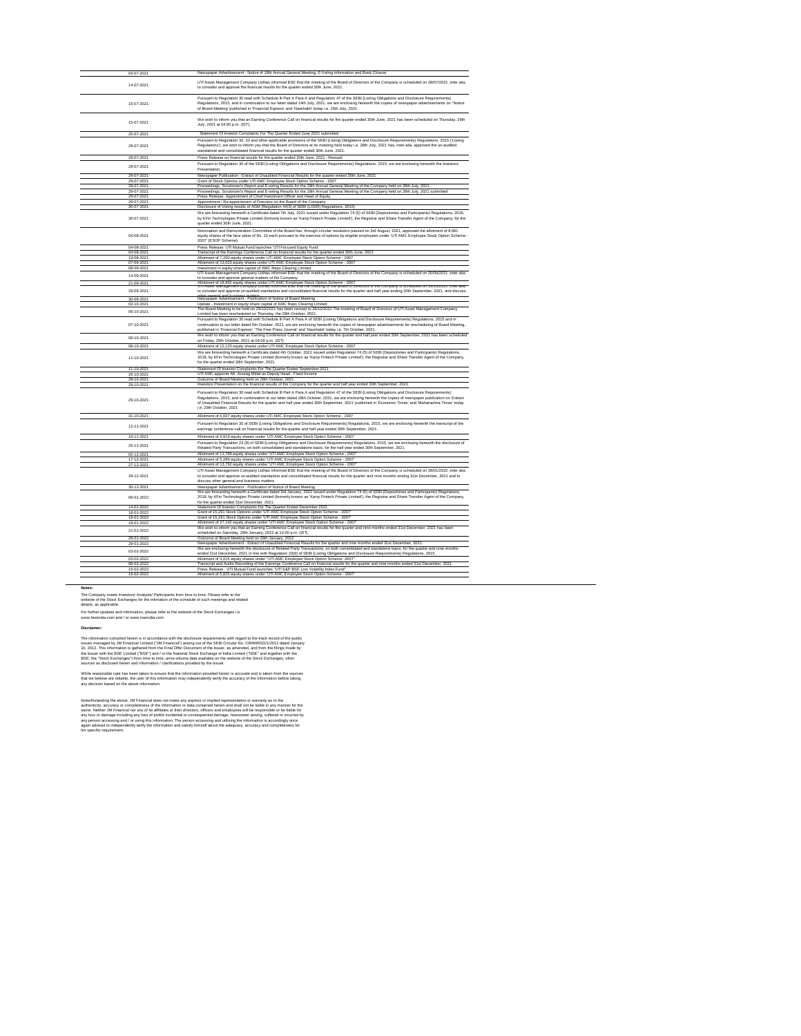| | |
|---|---|
| 04-07-2021 | Newspaper Advertisement - Notice of 18th Annual General Meeting, E-Voting information and Book Closure |
| 14-07-2021 | UTI Asset Management Company Ltdhas informed BSE that the meeting of the Board of Directors of the Company is scheduled on 28/07/2021 ,inter alia, to consider and approve the financial results for the quarter ended 30th June, 2021. |
| 15-07-2021 | Pursuant to Regulation 30 read with Schedule III Part A Para A and Regulation 47 of the SEBI (Listing Obligations and Disclosure Requirements) Regulations, 2015, and in continuation to our letter dated 14th July, 2021, we are enclosing herewith the copies of newspaper advertisements on "Notice of Board Meeting" published in 'Financial Express' and 'Navshakti' today i.e. 15th July, 2021. |
| 15-07-2021 | We wish to inform you that an Earning Conference Call on financial results for the quarter ended 30th June, 2021 has been scheduled on Thursday, 29th July, 2021 at 04:00 p.m. (IST). |
| 20-07-2021 | Statement Of Investor Complaints For The Quarter Ended June 2021 submitted |
| 28-07-2021 | Pursuant to Regulation 30, 33 and other applicable provisions of the SEBI (Listing Obligations and Disclosure Requirements) Regulations, 2015 ('Listing Regulations'), we wish to inform you that the Board of Directors at its meeting held today i.e. 28th July, 2021 has, inter-alia, approved the un-audited standalone and consolidated financial results for the quarter ended 30th June, 2021. |
| 28-07-2021 | Press Release on financial results for the quarter ended 30th June, 2021 - Revised |
| 29-07-2021 | Pursuant to Regulation 30 of the SEBI (Listing Obligations and Disclosure Requirements) Regulations, 2015, we are enclosing herewith the Investors Presentation. |
| 29-07-2021 | Newspaper Publication - Extract of Unaudited Financial Results for the quarter ended 30th June, 2021 |
| 29-07-2021 | Grant of Stock Options under UTI AMC Employee Stock Option Scheme - 2007 |
| 29-07-2021 | Proceedings, Scrutinizer's Report and E-voting Results for the 18th Annual General Meeting of the Company held on 28th July, 2021. |
| 29-07-2021 | Proceedings, Scrutinizer's Report and E-voting Results for the 18th Annual General Meeting of the Company held on 28th July, 2021 submitted |
| 29-07-2021 | Press Release: Appointment of Chief Investment Officer and Head of Equity |
| 29-07-2021 | Appointment / Re-appointment of Directors on the Board of the Company |
| 30-07-2021 | Disclosure of Voting results of AGM (Regulation 44(3) of SEBI (LODR) Regulations, 2015) |
| 30-07-2021 | We are forwarding herewith a Certificate dated 7th July, 2021 issued under Regulation 74 (5) of SEBI (Depositories and Participants) Regulations, 2018, by KFin Technologies Private Limited (formerly known as 'Karvy Fintech Private Limited'), the Registrar and Share Transfer Agent of the Company, for the quarter ended 30th June, 2021. |
| 04-08-2021 | Nomination and Remuneration Committee of the Board has, through circular resolution passed on 3rd August, 2021, approved the allotment of 8,081 equity shares of the face value of Rs. 10 each pursuant to the exercise of options by eligible employees under 'UTI AMC Employee Stock Option Scheme - 2007' (ESOP Scheme). |
| 04-08-2021 | Press Release: UTI Mutual Fund launches "UTI Focused Equity Fund" |
| 04-08-2021 | Transcript of the Earnings Conference Call on financial results for the quarter ended 30th June, 2021 |
| 19-08-2021 | Allotment of 7,200 equity shares under UTI AMC Employee Stock Option Scheme - 2007 |
| 07-09-2021 | Allotment of 13,023 equity shares under UTI AMC Employee Stock Option Scheme - 2007 |
| 09-09-2021 | Investment in equity share capital of AMC Repo Clearing Limited. |
| 14-09-2021 | UTI Asset Management Company Ltdhas informed BSE that the meeting of the Board of Directors of the Company is scheduled on 20/09/2021 ,inter alia, to consider and approve general matters of the Company. |
| 21-09-2021 | Allotment of 18,962 equity shares under UTI AMC Employee Stock Option Scheme - 2007 |
| 29-09-2021 | UTI Asset Management Company Ltdhas informed BSE that the meeting of the Board of Directors of the Company is scheduled on 29/10/2021 ,inter alia, to consider and approve un-audited standalone and consolidated financial results for the quarter and half year ending 30th September, 2021, and discuss other general and business matters. |
| 30-09-2021 | Newspaper Advertisement - Publication of Notice of Board Meeting |
| 02-10-2021 | Update - Investment in equity share capital of AMC Repo Clearing Limited. |
| 06-10-2021 | The Board Meeting to be held on 29/10/2021 has been revised to 28/10/2021 The meeting of Board of Directors of UTI Asset Management Company Limited has been rescheduled on Thursday, the 28th October, 2021. |
| 07-10-2021 | Pursuant to Regulation 30 read with Schedule III Part A Para A of SEBI (Listing Obligations and Disclosure Requirements) Regulations, 2015 and in continuation to our letter dated 6th October, 2021, we are enclosing herewith the copies of newspaper advertisements for rescheduling of Board Meeting, published in 'Financial Express', 'The Free Press Journal' and 'Navshakti' today i.e. 7th October, 2021. |
| 08-10-2021 | We wish to inform you that an Earning Conference Call on financial results for the quarter and half year ended 30th September, 2021 has been scheduled on Friday, 29th October, 2021 at 04:00 p.m. (IST). |
| 08-10-2021 | Allotment of 12,123 equity shares under UTI AMC Employee Stock Option Scheme - 2007 |
| 11-10-2021 | We are forwarding herewith a Certificate dated 4th October, 2021 issued under Regulation 74 (5) of SEBI (Depositories and Participants) Regulations, 2018, by KFin Technologies Private Limited (formerly known as 'Karvy Fintech Private Limited'), the Registrar and Share Transfer Agent of the Company, for the quarter ended 30th September, 2021. |
| 11-10-2021 | Statement Of Investor Complaints For The Quarter Ended September 2021 |
| 26-10-2021 | UTI AMC appoints Mr. Anurag Mittal as Deputy Head - Fixed Income |
| 28-10-2021 | Outcome of Board Meeting held on 28th October, 2021 |
| 29-10-2021 | Investors Presentation on the financial results of the Company for the quarter and half year ended 30th September, 2021. |
| 29-10-2021 | Pursuant to Regulation 30 read with Schedule III Part A Para A and Regulation 47 of the SEBI (Listing Obligations and Disclosure Requirements) Regulations, 2015, and in continuation to our letter dated 28th October, 2021, we are enclosing herewith the copies of newspaper publication on 'Extract of Unaudited Financial Results for the quarter and half year ended 30th September, 2021' published in 'Economic Times' and 'Maharashtra Times' today i.e. 29th October, 2021 |
| 31-10-2021 | Allotment of 6,607 equity shares under UTI AMC Employee Stock Option Scheme - 2007 |
| 12-11-2021 | Pursuant to Regulation 30 of SEBI (Listing Obligations and Disclosure Requirements) Regulations, 2015, we are enclosing herewith the transcript of the earnings conference call on financial results for the quarter and half year ended 30th September, 2021. |
| 16-11-2021 | Allotment of 4,919 equity shares under 'UTI AMC Employee Stock Option Scheme - 2007' |
| 25-11-2021 | Pursuant to Regulation 23 (9) of SEBI (Listing Obligations and Disclosure Requirements) Regulations, 2015, we are enclosing herewith the disclosure of Related Party Transactions, on both consolidated and standalone basis, for the half year ended 30th September, 2021 |
| 02-12-2021 | Allotment of 11,769 equity shares under 'UTI AMC Employee Stock Option Scheme - 2007' |
| 17-12-2021 | Allotment of 5,289 equity shares under 'UTI AMC Employee Stock Option Scheme - 2007' |
| 27-12-2021 | Allotment of 13,762 equity shares under 'UTI AMC Employee Stock Option Scheme - 2007' |
| 29-12-2021 | UTI Asset Management Company Ltdhas informed BSE that the meeting of the Board of Directors of the Company is scheduled on 28/01/2022 ,inter alia, to consider and approve un-audited standalone and consolidated financial results for the quarter and nine months ending 31st December, 2021 and to discuss other general and business matters. |
| 30-12-2021 | Newspaper Advertisement - Publication of Notice of Board Meeting |
| 06-01-2022 | We are forwarding herewith a Certificate dated 3rd January, 2022 issued under Regulation 74 (5) of SEBI (Depositories and Participants) Regulations, 2018, by KFin Technologies Private Limited (formerly known as 'Karvy Fintech Private Limited'), the Registrar and Share Transfer Agent of the Company, for the quarter ended 31st December, 2021. |
| 14-01-2022 | Statement Of Investor Complaints For The Quarter Ended December 2021 |
| 18-01-2022 | Grant of 15,291 Stock Options under 'UTI AMC Employee Stock Option Scheme - 2007' |
| 18-01-2022 | Grant of 15,291 Stock Options under 'UTI AMC Employee Stock Option Scheme - 2007' |
| 19-01-2022 | Allotment of 27,142 equity shares under 'UTI AMC Employee Stock Option Scheme - 2007' |
| 21-01-2022 | We wish to inform you that an Earning Conference Call on financial results for the quarter and nine months ended 31st December, 2021 has been scheduled on Saturday, 29th January, 2022 at 12:00 p.m. (IST). |
| 28-01-2022 | Outcome of Board Meeting held on 28th January, 2022 |
| 29-01-2022 | Newspaper Advertisement - Extract of Unaudited Financial Results for the quarter and nine months ended 31st December, 2021. |
| 03-02-2022 | We are enclosing herewith the disclosure of Related Party Transactions, on both consolidated and standalone basis, for the quarter and nine months ended 31st December, 2021 in line with Regulation 23(9) of SEBI (Listing Obligations and Disclosure Requirements) Regulations, 2015. |
| 03-02-2022 | Allotment of 4,015 equity shares under "UTI AMC Employee Stock Option Scheme -2007". |
| 08-02-2022 | Transcript and Audio Recording of the Earnings Conference Call on financial results for the quarter and nine months ended 31st December, 2021. |
| 15-02-2022 | Press Release : UTI Mutual Fund launches "UTI S&P BSE Low Volatility Index Fund". |
| 16-02-2022 | Allotment of 5,825 equity shares under 'UTI AMC Employee Stock Option Scheme - 2007' |

**Notes:**

The Company meets Investors/ Analysts/ Participants from time to time. Please refer to the website of the Stock Exchanges for the intimation of the schedule of such meetings and related details, as applicable.

For further updates and information, please refer to the website of the Stock Exchanges i.e. www.bseindia.com and / or www.nseindia.com

**Disclaimer:**

The information compiled herein is in accordance with the disclosure requirements with regard to the track record of the public issues managed by JM Financial Limited ("JM Financial") arising out of the SEBI Circular No. CIR/MIRSD/1/2012 dated January 10, 2012. This information is gathered from the Final Offer Document of the Issuer, as amended, and from the filings made by the Issuer with the BSE Limited ("BSE") and / or the National Stock Exchange of India Limited ("NSE" and together with the BSE, the "Stock Exchanges") from time to time, price-volume data available on the website of the Stock Exchanges, other sources as disclosed herein and information / clarifications provided by the Issuer.

While reasonable care has been taken to ensure that the information provided herein is accurate and is taken from the sources that we believe are reliable, the user of this information may independently verify the accuracy of the information before taking any decision based on the above information.

Notwithstanding the above, JM Financial does not make any express or implied representation or warranty as to the authenticity, accuracy or completeness of the information or data contained herein and shall not be liable in any manner for the same. Neither JM Financial nor any of its affiliates or their directors, officers and employees will be responsible or be liable for any loss or damage including any loss of profits incidental or consequential damage, howsoever arising, suffered or incurred by any person accessing and / or using this information. The person accessing and utilizing the information is accordingly once again advised to independently verify the information and satisfy himself about the adequacy, accuracy and completeness for his specific requirement.